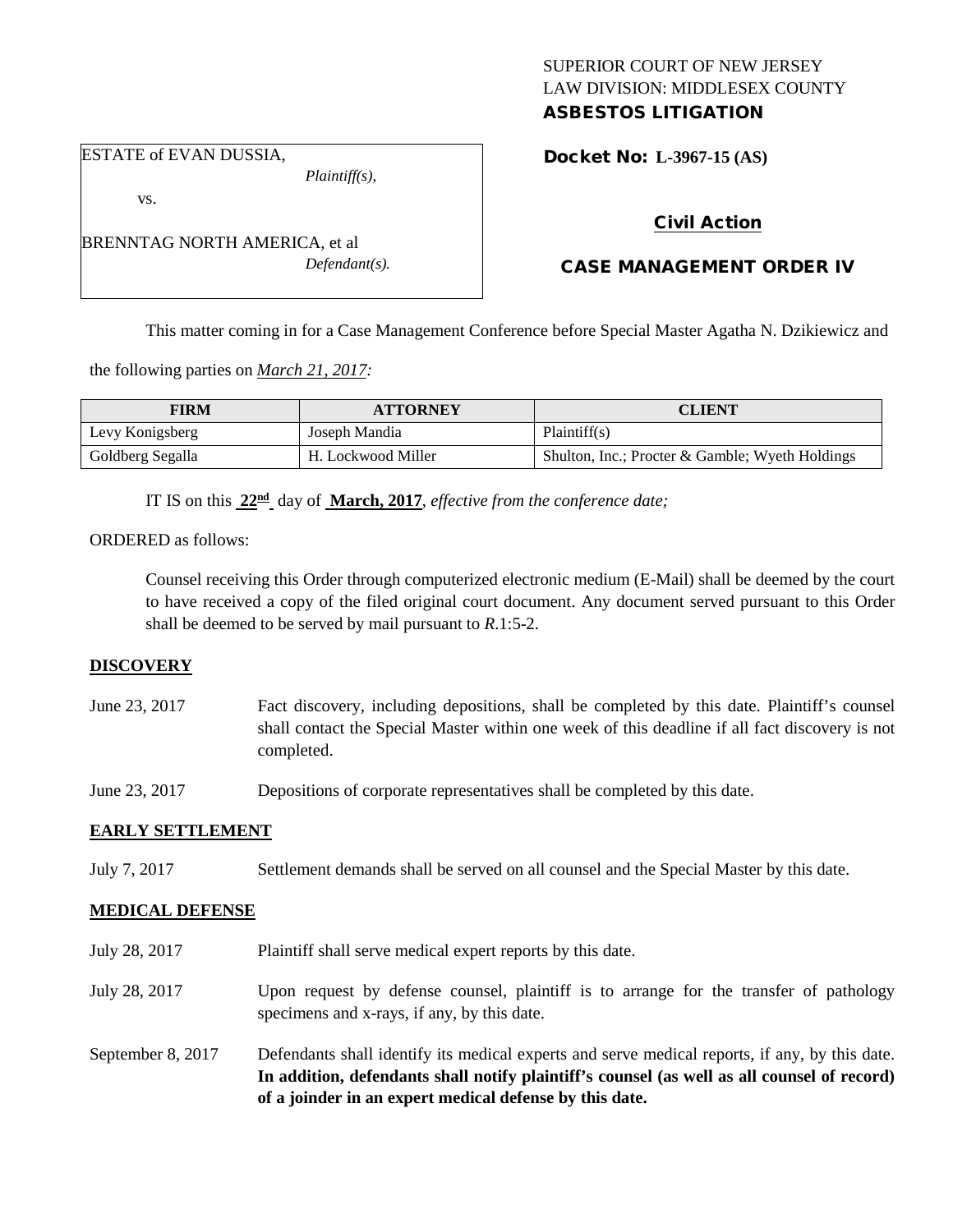SUPERIOR COURT OF NEW JERSEY
LAW DIVISION: MIDDLESEX COUNTY
**ASBESTOS LITIGATION**

ESTATE of EVAN DUSSIA,
*Plaintiff(s),*

vs.

BRENNTAG NORTH AMERICA, et al
*Defendant(s).*

**Docket No: L-3967-15 (AS)**

**Civil Action**

**CASE MANAGEMENT ORDER IV**

This matter coming in for a Case Management Conference before Special Master Agatha N. Dzikiewicz and the following parties on *March 21, 2017:*

| FIRM | ATTORNEY | CLIENT |
|---|---|---|
| Levy Konigsberg | Joseph Mandia | Plaintiff(s) |
| Goldberg Segalla | H. Lockwood Miller | Shulton, Inc.; Procter & Gamble; Wyeth Holdings |

IT IS on this **22nd** day of **March, 2017**, *effective from the conference date;*

ORDERED as follows:

Counsel receiving this Order through computerized electronic medium (E-Mail) shall be deemed by the court to have received a copy of the filed original court document. Any document served pursuant to this Order shall be deemed to be served by mail pursuant to *R*.1:5-2.

**DISCOVERY**

June 23, 2017 — Fact discovery, including depositions, shall be completed by this date. Plaintiff's counsel shall contact the Special Master within one week of this deadline if all fact discovery is not completed.

June 23, 2017 — Depositions of corporate representatives shall be completed by this date.

**EARLY SETTLEMENT**

July 7, 2017 — Settlement demands shall be served on all counsel and the Special Master by this date.

**MEDICAL DEFENSE**

July 28, 2017 — Plaintiff shall serve medical expert reports by this date.

July 28, 2017 — Upon request by defense counsel, plaintiff is to arrange for the transfer of pathology specimens and x-rays, if any, by this date.

September 8, 2017 — Defendants shall identify its medical experts and serve medical reports, if any, by this date. **In addition, defendants shall notify plaintiff's counsel (as well as all counsel of record) of a joinder in an expert medical defense by this date.**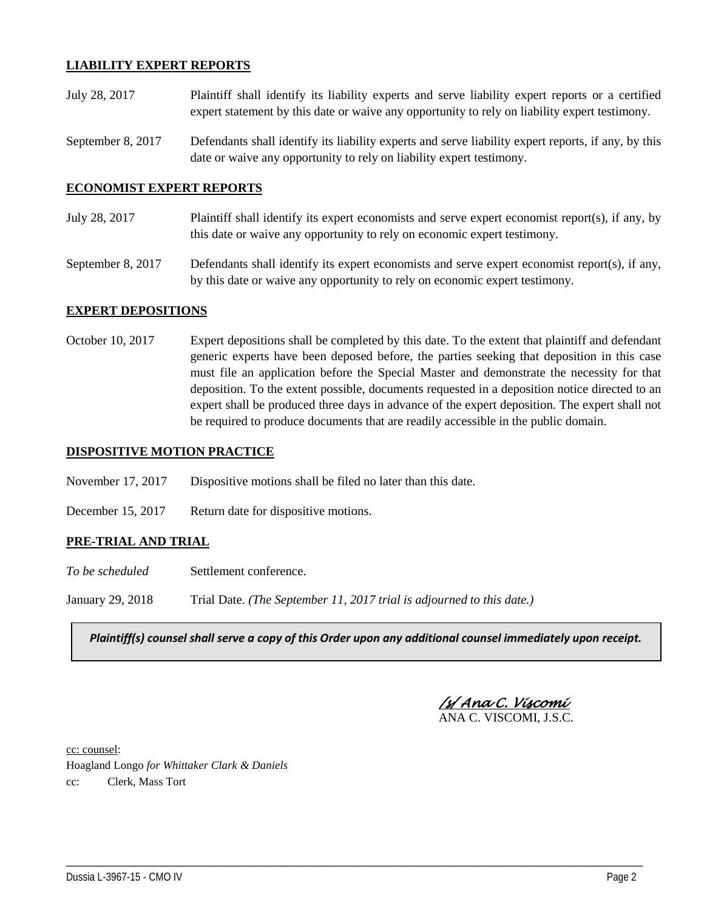**LIABILITY EXPERT REPORTS**

| | |
|---|---|
| July 28, 2017 | Plaintiff shall identify its liability experts and serve liability expert reports or a certified expert statement by this date or waive any opportunity to rely on liability expert testimony. |
| September 8, 2017 | Defendants shall identify its liability experts and serve liability expert reports, if any, by this date or waive any opportunity to rely on liability expert testimony. |

**ECONOMIST EXPERT REPORTS**

| | |
|---|---|
| July 28, 2017 | Plaintiff shall identify its expert economists and serve expert economist report(s), if any, by this date or waive any opportunity to rely on economic expert testimony. |
| September 8, 2017 | Defendants shall identify its expert economists and serve expert economist report(s), if any, by this date or waive any opportunity to rely on economic expert testimony. |

**EXPERT DEPOSITIONS**

| | |
|---|---|
| October 10, 2017 | Expert depositions shall be completed by this date. To the extent that plaintiff and defendant generic experts have been deposed before, the parties seeking that deposition in this case must file an application before the Special Master and demonstrate the necessity for that deposition. To the extent possible, documents requested in a deposition notice directed to an expert shall be produced three days in advance of the expert deposition. The expert shall not be required to produce documents that are readily accessible in the public domain. |

**DISPOSITIVE MOTION PRACTICE**

| | |
|---|---|
| November 17, 2017 | Dispositive motions shall be filed no later than this date. |
| December 15, 2017 | Return date for dispositive motions. |

**PRE-TRIAL AND TRIAL**

| | |
|---|---|
| *To be scheduled* | Settlement conference. |
| January 29, 2018 | Trial Date. *(The September 11, 2017 trial is adjourned to this date.)* |

***Plaintiff(s) counsel shall serve a copy of this Order upon any additional counsel immediately upon receipt.***

*/s/ Ana C. Viscomi*
ANA C. VISCOMI, J.S.C.

cc: counsel:
Hoagland Longo *for Whittaker Clark & Daniels*
cc: Clerk, Mass Tort